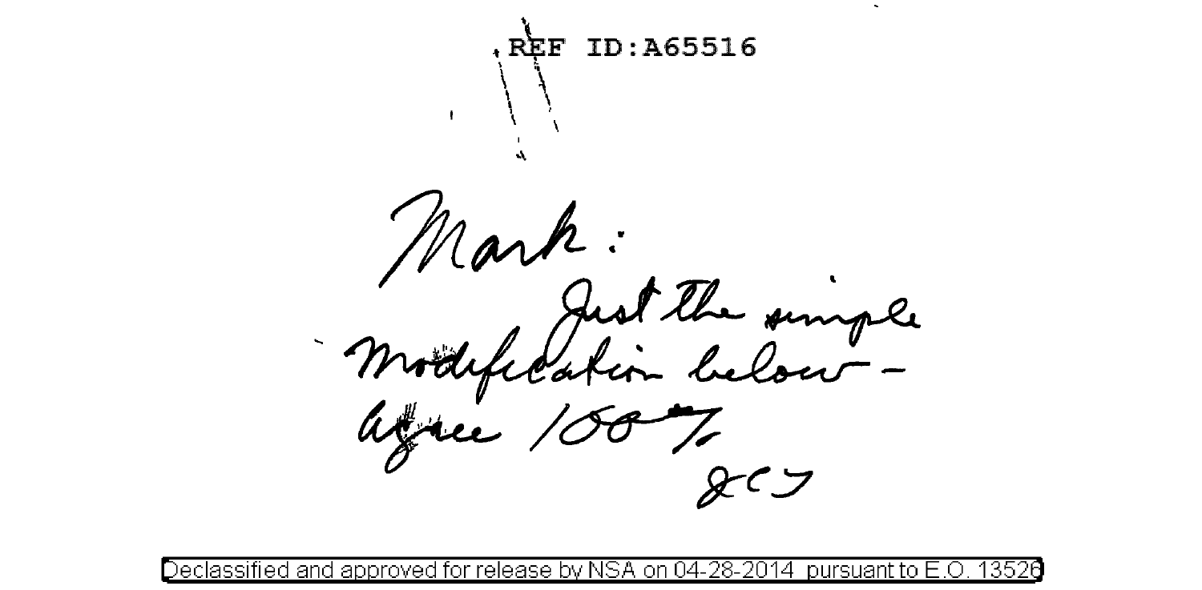REF ID:A65516

Mark:
Just the simple modification below – agree 100%

JCT

Declassified and approved for release by NSA on 04-28-2014 pursuant to E.O. 13526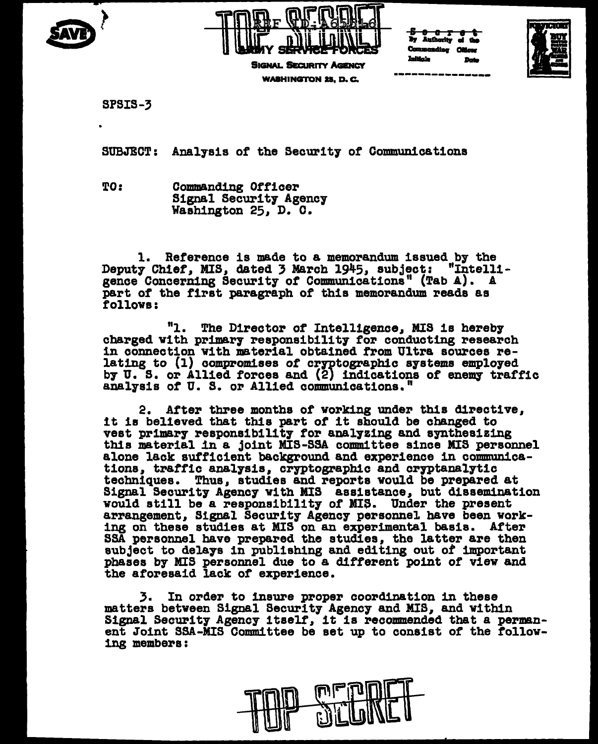TOP SECRET

REF ID:A65546

ARMY SERVICE FORCES
SIGNAL SECURITY AGENCY
WASHINGTON 25, D. C.

Secret
By Authority of the
Commanding Officer
Initials Date

SPSIS-3

SUBJECT: Analysis of the Security of Communications

TO: Commanding Officer
Signal Security Agency
Washington 25, D. C.

1. Reference is made to a memorandum issued by the Deputy Chief, MIS, dated 3 March 1945, subject: "Intelligence Concerning Security of Communications" (Tab A). A part of the first paragraph of this memorandum reads as follows:

"1. The Director of Intelligence, MIS is hereby charged with primary responsibility for conducting research in connection with material obtained from Ultra sources relating to (1) compromises of cryptographic systems employed by U. S. or Allied forces and (2) indications of enemy traffic analysis of U. S. or Allied communications."

2. After three months of working under this directive, it is believed that this part of it should be changed to vest primary responsibility for analyzing and synthesizing this material in a joint MIS-SSA committee since MIS personnel alone lack sufficient background and experience in communications, traffic analysis, cryptographic and cryptanalytic techniques. Thus, studies and reports would be prepared at Signal Security Agency with MIS assistance, but dissemination would still be a responsibility of MIS. Under the present arrangement, Signal Security Agency personnel have been working on these studies at MIS on an experimental basis. After SSA personnel have prepared the studies, the latter are then subject to delays in publishing and editing out of important phases by MIS personnel due to a different point of view and the aforesaid lack of experience.

3. In order to insure proper coordination in these matters between Signal Security Agency and MIS, and within Signal Security Agency itself, it is recommended that a permanent Joint SSA-MIS Committee be set up to consist of the following members:

TOP SECRET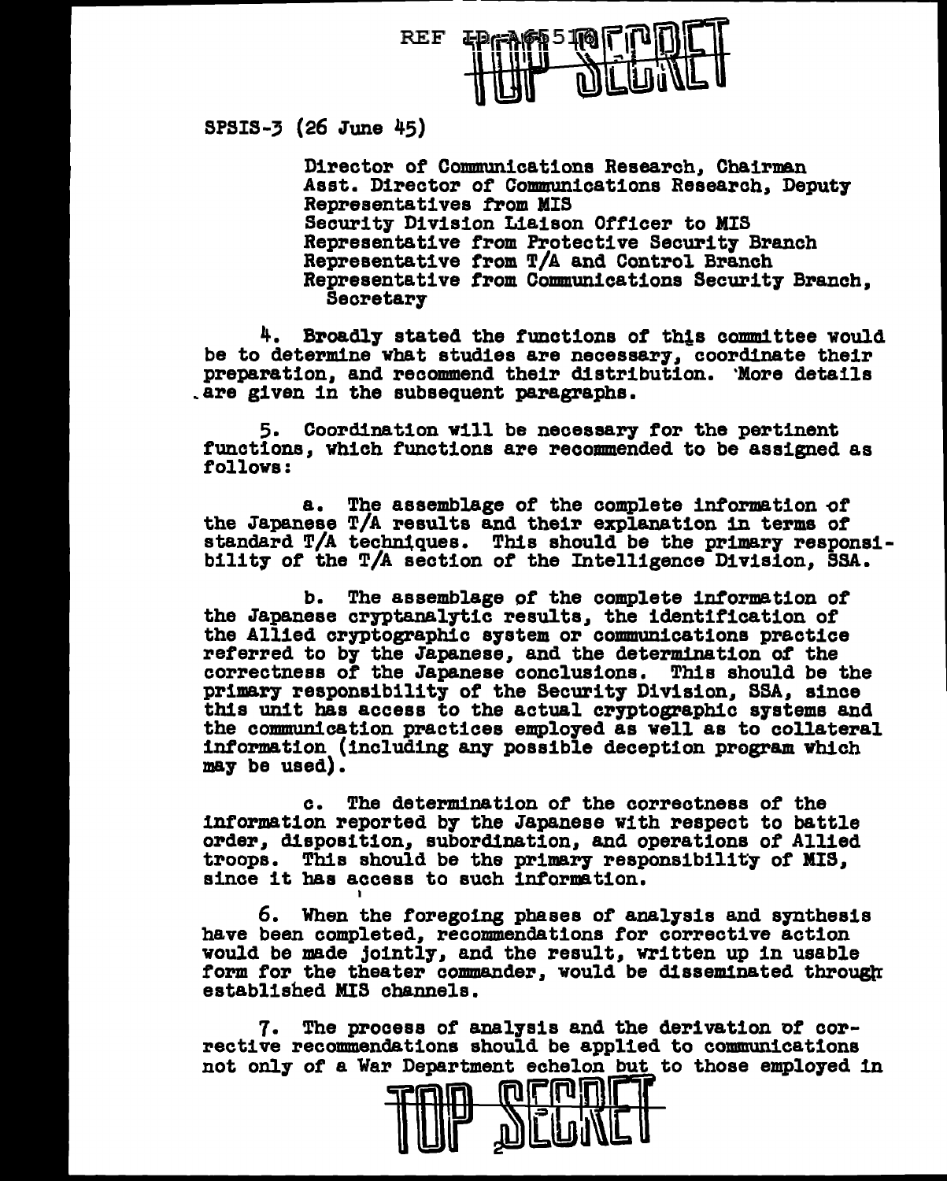REF ID:A65510 TOP SECRET

SPSIS-3 (26 June 45)

> Director of Communications Research, Chairman
> Asst. Director of Communications Research, Deputy
> Representatives from MIS
> Security Division Liaison Officer to MIS
> Representative from Protective Security Branch
> Representative from T/A and Control Branch
> Representative from Communications Security Branch, Secretary

4. Broadly stated the functions of this committee would be to determine what studies are necessary, coordinate their preparation, and recommend their distribution. More details are given in the subsequent paragraphs.

5. Coordination will be necessary for the pertinent functions, which functions are recommended to be assigned as follows:

a. The assemblage of the complete information of the Japanese T/A results and their explanation in terms of standard T/A techniques. This should be the primary responsibility of the T/A section of the Intelligence Division, SSA.

b. The assemblage of the complete information of the Japanese cryptanalytic results, the identification of the Allied cryptographic system or communications practice referred to by the Japanese, and the determination of the correctness of the Japanese conclusions. This should be the primary responsibility of the Security Division, SSA, since this unit has access to the actual cryptographic systems and the communication practices employed as well as to collateral information (including any possible deception program which may be used).

c. The determination of the correctness of the information reported by the Japanese with respect to battle order, disposition, subordination, and operations of Allied troops. This should be the primary responsibility of MIS, since it has access to such information.

6. When the foregoing phases of analysis and synthesis have been completed, recommendations for corrective action would be made jointly, and the result, written up in usable form for the theater commander, would be disseminated through established MIS channels.

7. The process of analysis and the derivation of corrective recommendations should be applied to communications not only of a War Department echelon but to those employed in

TOP SECRET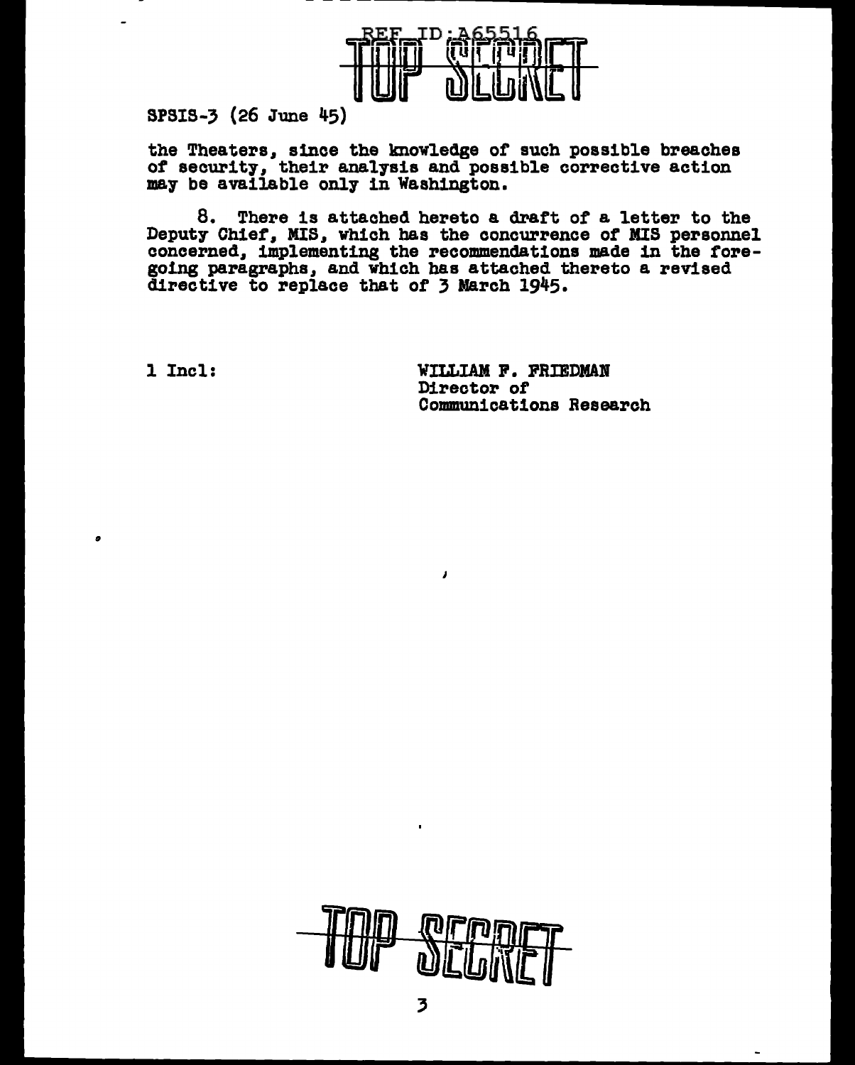SPSIS-3 (26 June 45)

the Theaters, since the knowledge of such possible breaches of security, their analysis and possible corrective action may be available only in Washington.

8. There is attached hereto a draft of a letter to the Deputy Chief, MIS, which has the concurrence of MIS personnel concerned, implementing the recommendations made in the foregoing paragraphs, and which has attached thereto a revised directive to replace that of 3 March 1945.

1 Incl:

WILLIAM F. FRIEDMAN
Director of
Communications Research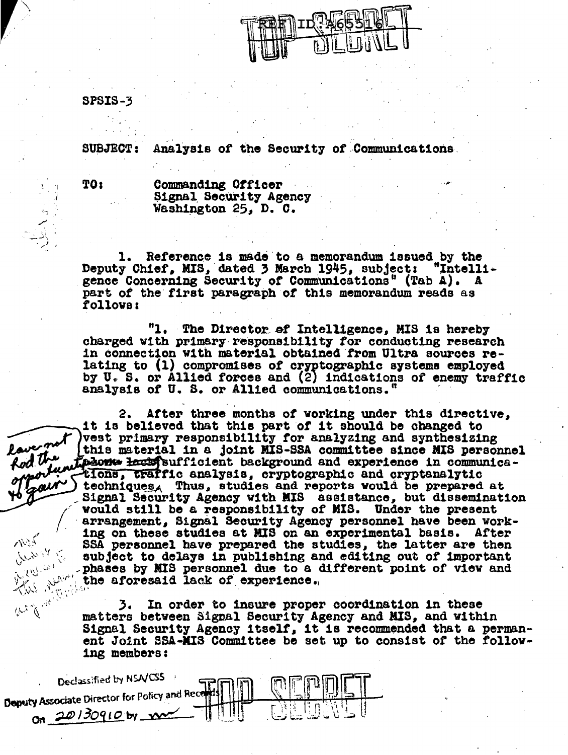REF ID:A65516

TOP SECRET

SPSIS-3

SUBJECT: Analysis of the Security of Communications

TO: Commanding Officer
Signal Security Agency
Washington 25, D. C.

1. Reference is made to a memorandum issued by the Deputy Chief, MIS, dated 3 March 1945, subject: "Intelligence Concerning Security of Communications" (Tab A). A part of the first paragraph of this memorandum reads as follows:

> "1. The Director of Intelligence, MIS is hereby charged with primary responsibility for conducting research in connection with material obtained from Ultra sources relating to (1) compromises of cryptographic systems employed by U. S. or Allied forces and (2) indications of enemy traffic analysis of U. S. or Allied communications."

2. After three months of working under this directive, it is believed that this part of it should be changed to vest primary responsibility for analyzing and synthesizing this material in a joint MIS-SSA committee since MIS personnel ~~alone lack~~ have not had the opportunity to gain sufficient background and experience in communications, ~~traffic~~ analysis, cryptographic and cryptanalytic techniques. Thus, studies and reports would be prepared at Signal Security Agency with MIS assistance, but dissemination would still be a responsibility of MIS. Under the present arrangement, Signal Security Agency personnel have been working on these studies at MIS on an experimental basis. After SSA personnel have prepared the studies, the latter are then subject to delays in publishing and editing out of important phases by MIS personnel due to a different point of view and the aforesaid lack of experience.

3. In order to insure proper coordination in these matters between Signal Security Agency and MIS, and within Signal Security Agency itself, it is recommended that a permanent Joint SSA-MIS Committee be set up to consist of the following members:

Declassified by NSA/CSS Deputy Associate Director for Policy and Records On 20130910 by

TOP SECRET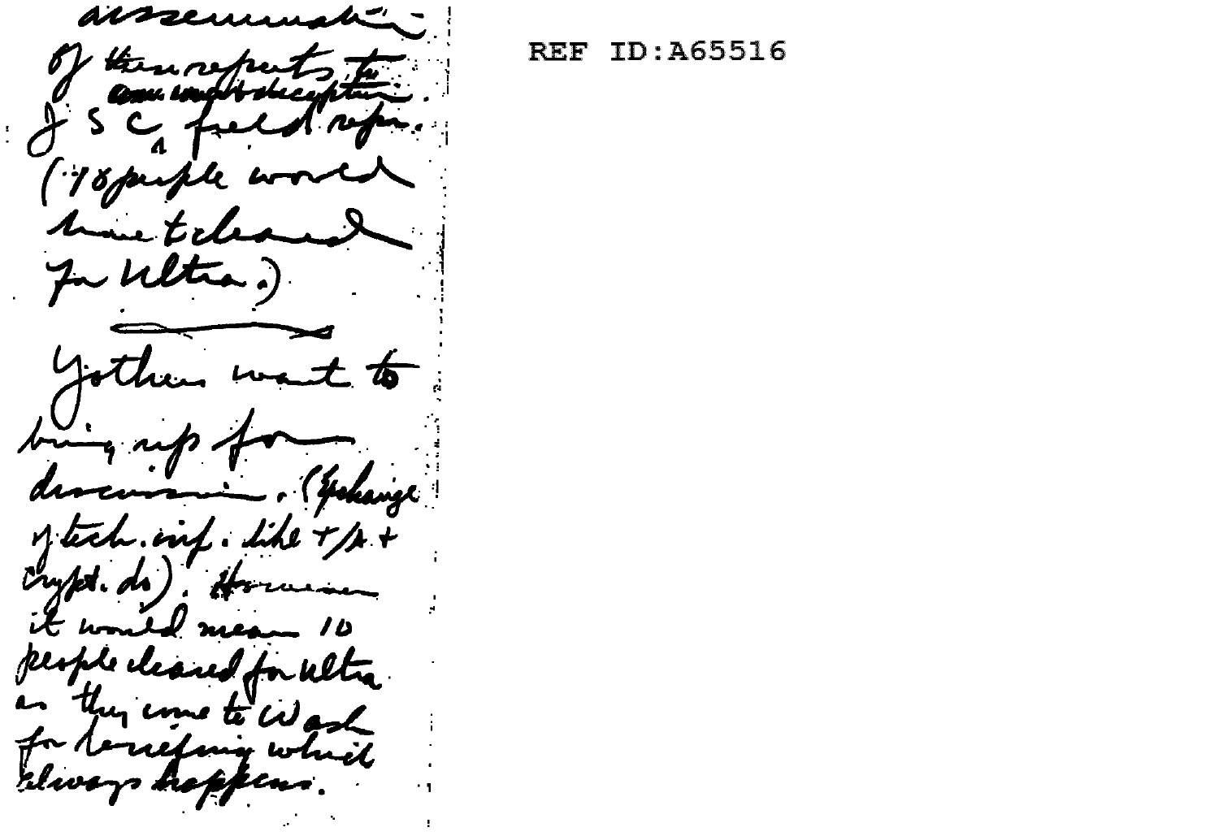dissemination

of the reports to

commands + deception.

J S C, field reps.

(78 people would

have to be cleared

for Ultra.)

---

Y others want to

bring up for

discussion. (Exchange

of tech. inf. like T/A +

crypt. do). However

it would mean 10

people cleared for Ultra

as they come to Wash

for briefing which

always happens.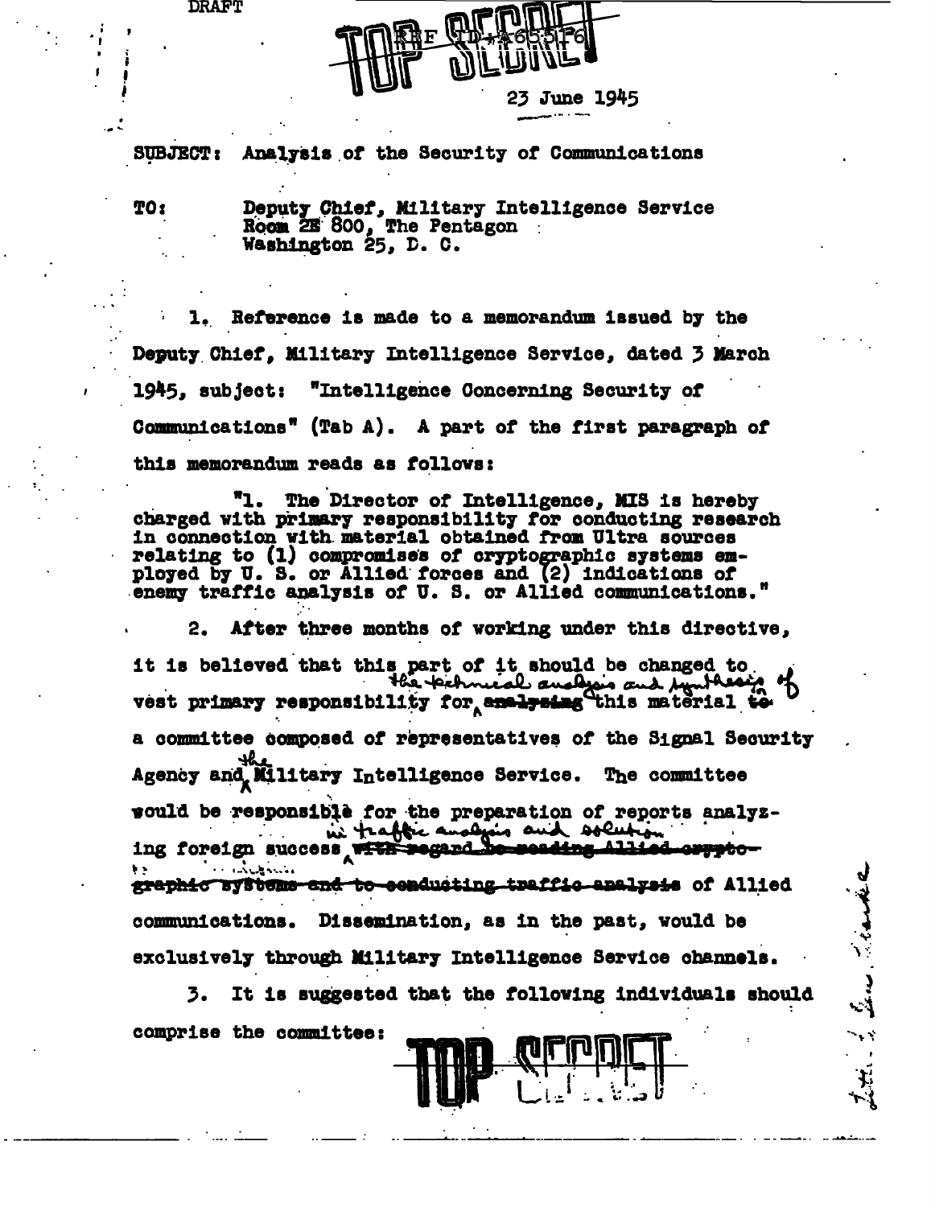DRAFT

TOP SECRET

REF ID:A65516

23 June 1945

SUBJECT: Analysis of the Security of Communications

TO: Deputy Chief, Military Intelligence Service
Room 2E 800, The Pentagon
Washington 25, D. C.

1. Reference is made to a memorandum issued by the Deputy Chief, Military Intelligence Service, dated 3 March 1945, subject: "Intelligence Concerning Security of Communications" (Tab A). A part of the first paragraph of this memorandum reads as follows:

> "1. The Director of Intelligence, MIS is hereby charged with primary responsibility for conducting research in connection with material obtained from Ultra sources relating to (1) compromises of cryptographic systems employed by U. S. or Allied forces and (2) indications of enemy traffic analysis of U. S. or Allied communications."

2. After three months of working under this directive, it is believed that this part of it should be changed to vest primary responsibility for the technical analysis and synthesis of ~~analyzing~~ this material ~~to~~ in a committee composed of representatives of the Signal Security Agency and the Military Intelligence Service. The committee would be responsible for the preparation of reports analyzing foreign success in traffic analysis and solution ~~with regard to reading Allied cryptographic systems and to conducting traffic analysis~~ of Allied communications. Dissemination, as in the past, would be exclusively through Military Intelligence Service channels.

3. It is suggested that the following individuals should comprise the committee:

TOP SECRET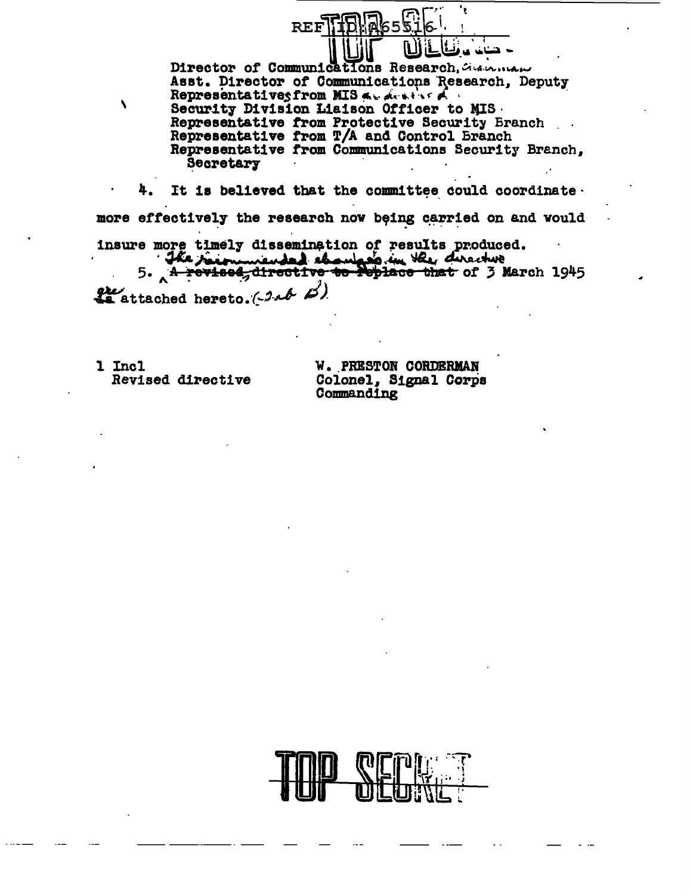Director of Communications Research, Chairman
Asst. Director of Communications Research, Deputy
Representatives from MIS ~~~ 
Security Division Liaison Officer to MIS
Representative from Protective Security Branch
Representative from T/A and Control Branch
Representative from Communications Security Branch, Secretary

4. It is believed that the committee could coordinate more effectively the research now being carried on and would insure more timely dissemination of results produced.

5. The recommended changes in the directive ~~A revised directive to replace that~~ of 3 March 1945 are attached hereto. (Tab B)

1 Incl
Revised directive

W. PRESTON CORDERMAN
Colonel, Signal Corps
Commanding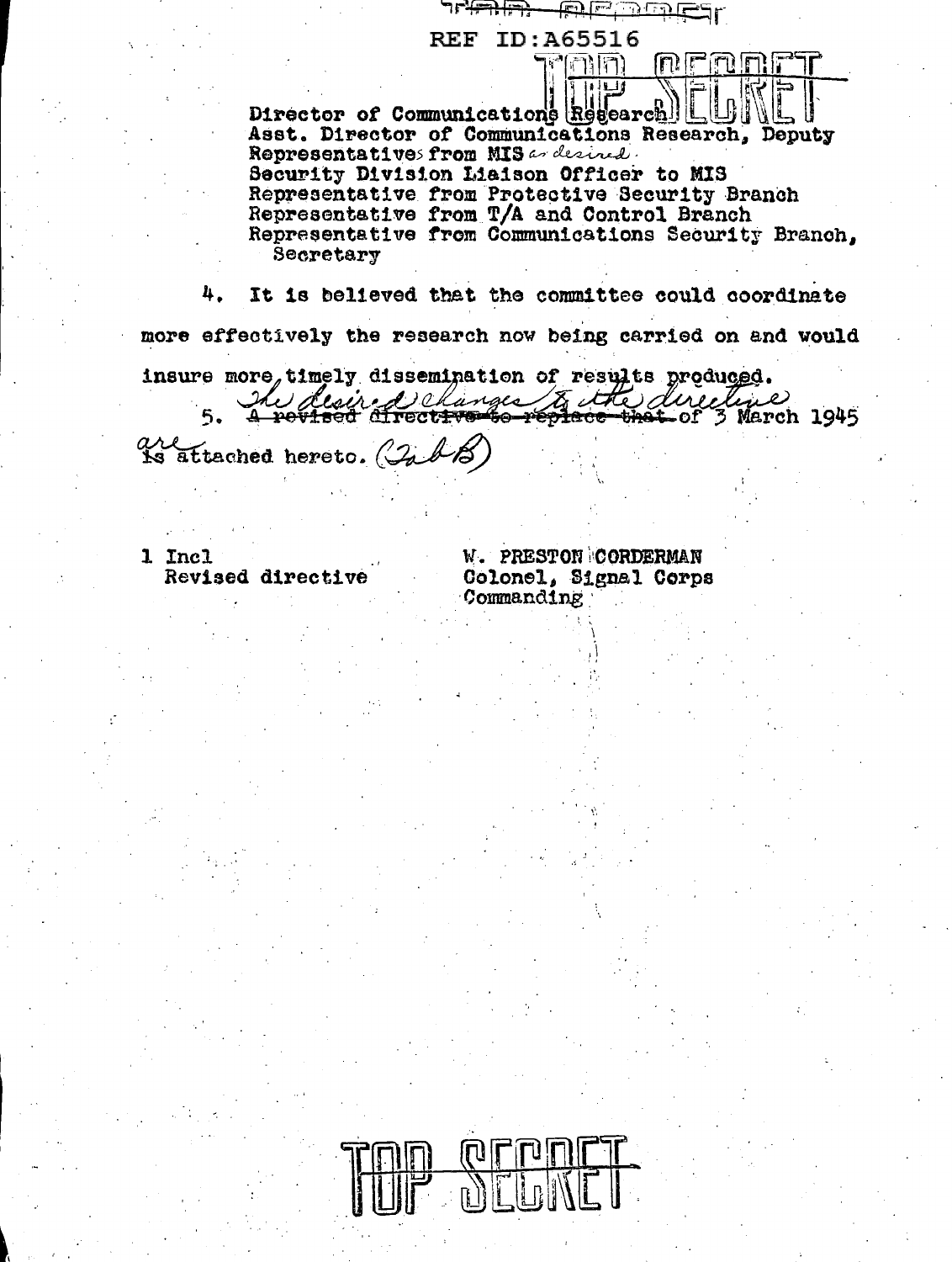REF ID:A65516

TOP SECRET

Director of Communications Research
Asst. Director of Communications Research, Deputy
Representatives from MIS as desired.
Security Division Liaison Officer to MIS
Representative from Protective Security Branch
Representative from T/A and Control Branch
Representative from Communications Security Branch, Secretary

4. It is believed that the committee could coordinate more effectively the research now being carried on and would insure more timely dissemination of results produced.

5. ~~A revised directive to replace that~~ The desired changes to the directive of 3 March 1945 ~~is~~ are attached hereto. (Tab B)

1 Incl
Revised directive

W. PRESTON CORDERMAN
Colonel, Signal Corps
Commanding

TOP SECRET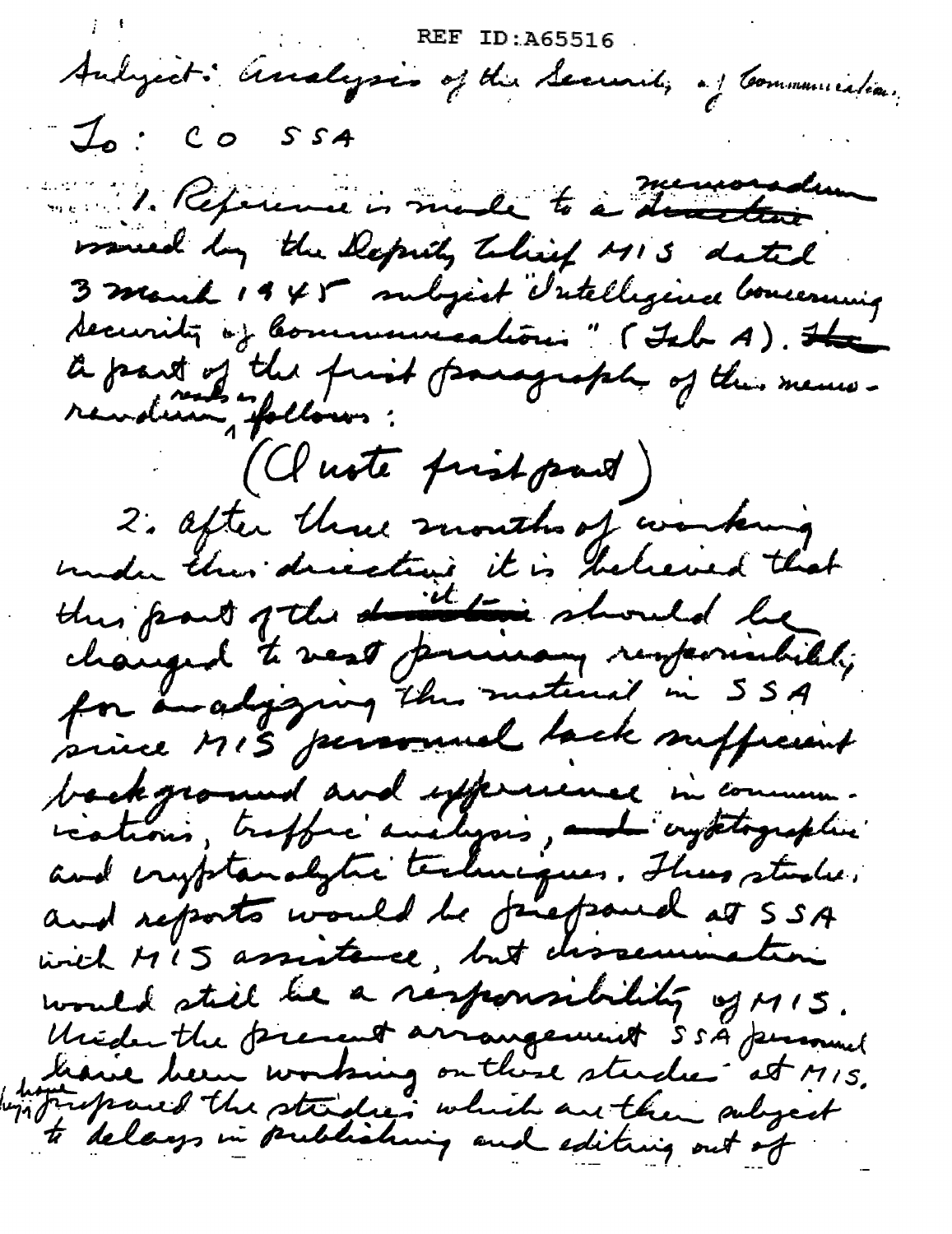REF ID:A65516

Subject: Analysis of the Security of Communications.

To: CO SSA

1. Reference is made to a ~~directive~~ memorandum issued by the Deputy Chief MIS dated 3 March 1945 subject "Intelligence Concerning Security of Communications" (Tab A). ~~The~~ A part of the first paragraph of this memorandum reads as follows:

(Quote first part)

2. After three months of working under this directive it is believed that this part of the ~~directive~~ it should be changed to vest primary responsibility for analyzing this material in SSA since MIS personnel lack sufficient background and experience in communications, traffic analysis, ~~and~~ cryptographic and cryptanalytic techniques. These studies and reports would be prepared at SSA with MIS assistance, but dissemination would still be a responsibility of MIS. Under the present arrangement SSA personnel have been working on these studies at MIS, have prepared the studies which are then subject to delays in publishing and editing out of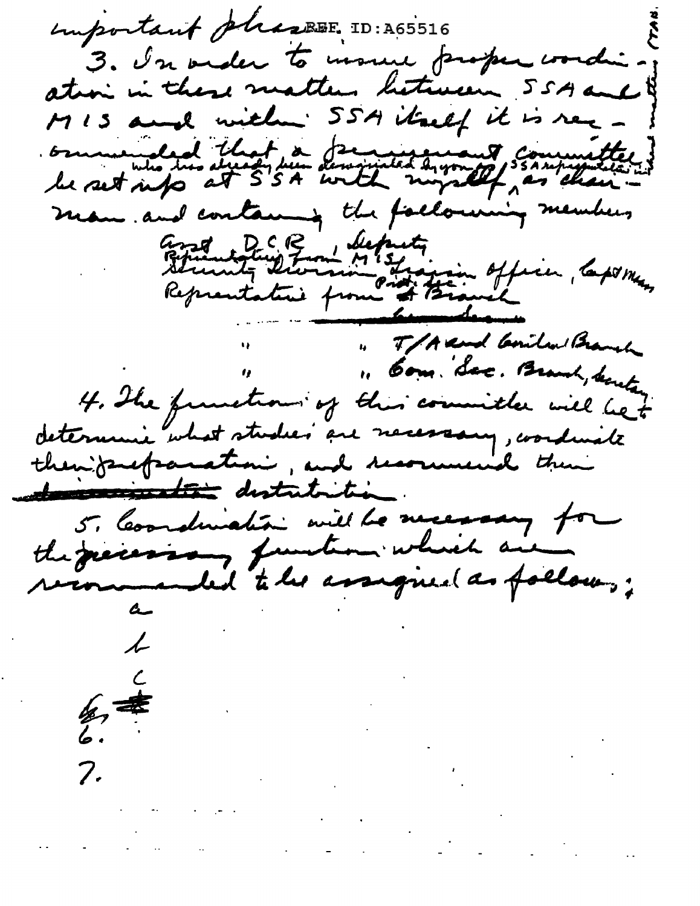important phrases REF ID:A65516

3. In order to insure proper coordination in these matters between SSA and MIS and within SSA itself it is recommended that a permanent committee be set up at SSA with myself, who has already been designated by you as SSA representative in these matters, as chairman and containing the following members

Asst DCR, Deputy
Representative from MIS
Security Division Liaison Officer, Capt Mann
Representative from Protective Branch

" T/A and Control Branch

" Com. Sec. Branch, Secretary

4. The function of this committee will be to determine what studies are necessary, coordinate their preparation, and recommend their ~~dissemination~~ distribution.

5. Coordination will be necessary for the processing functions which are recommended to be assigned as follows;

a

b

c

~~6,~~ 6.

7.